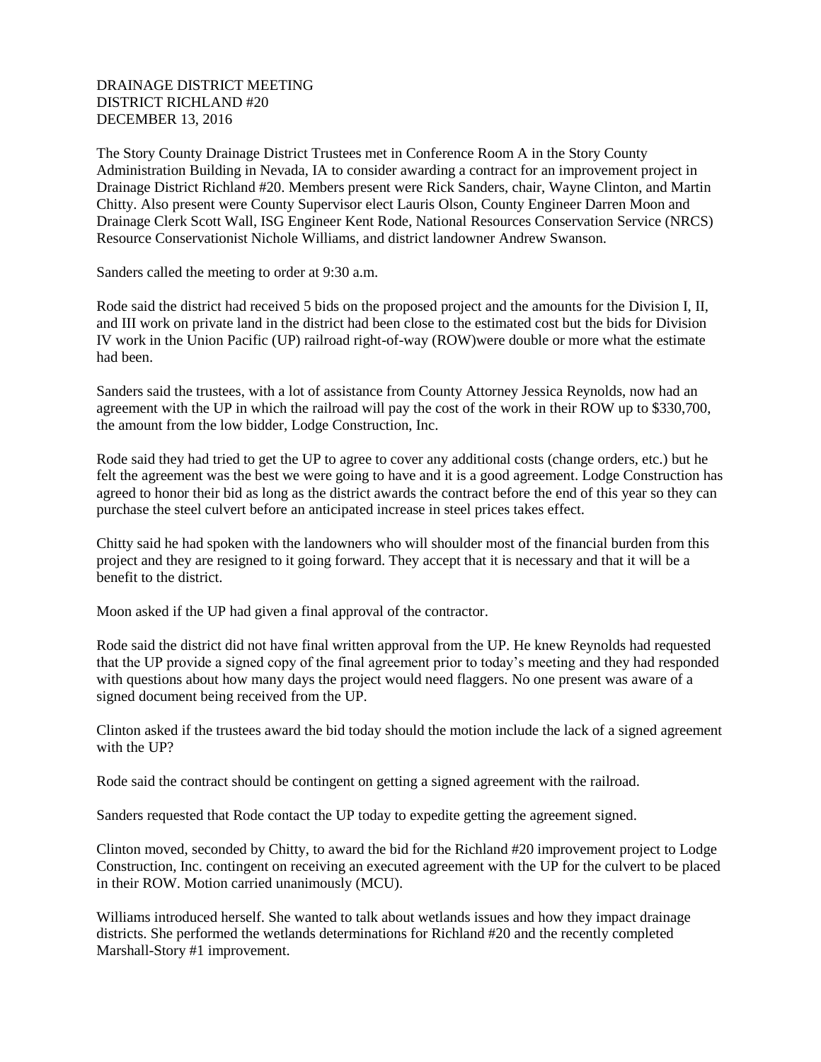DRAINAGE DISTRICT MEETING
DISTRICT RICHLAND #20
DECEMBER 13, 2016

The Story County Drainage District Trustees met in Conference Room A in the Story County Administration Building in Nevada, IA to consider awarding a contract for an improvement project in Drainage District Richland #20. Members present were Rick Sanders, chair, Wayne Clinton, and Martin Chitty. Also present were County Supervisor elect Lauris Olson, County Engineer Darren Moon and Drainage Clerk Scott Wall, ISG Engineer Kent Rode, National Resources Conservation Service (NRCS) Resource Conservationist Nichole Williams, and district landowner Andrew Swanson.

Sanders called the meeting to order at 9:30 a.m.

Rode said the district had received 5 bids on the proposed project and the amounts for the Division I, II, and III work on private land in the district had been close to the estimated cost but the bids for Division IV work in the Union Pacific (UP) railroad right-of-way (ROW)were double or more what the estimate had been.

Sanders said the trustees, with a lot of assistance from County Attorney Jessica Reynolds, now had an agreement with the UP in which the railroad will pay the cost of the work in their ROW up to $330,700, the amount from the low bidder, Lodge Construction, Inc.

Rode said they had tried to get the UP to agree to cover any additional costs (change orders, etc.) but he felt the agreement was the best we were going to have and it is a good agreement. Lodge Construction has agreed to honor their bid as long as the district awards the contract before the end of this year so they can purchase the steel culvert before an anticipated increase in steel prices takes effect.

Chitty said he had spoken with the landowners who will shoulder most of the financial burden from this project and they are resigned to it going forward. They accept that it is necessary and that it will be a benefit to the district.

Moon asked if the UP had given a final approval of the contractor.

Rode said the district did not have final written approval from the UP. He knew Reynolds had requested that the UP provide a signed copy of the final agreement prior to today's meeting and they had responded with questions about how many days the project would need flaggers. No one present was aware of a signed document being received from the UP.

Clinton asked if the trustees award the bid today should the motion include the lack of a signed agreement with the UP?

Rode said the contract should be contingent on getting a signed agreement with the railroad.

Sanders requested that Rode contact the UP today to expedite getting the agreement signed.

Clinton moved, seconded by Chitty, to award the bid for the Richland #20 improvement project to Lodge Construction, Inc. contingent on receiving an executed agreement with the UP for the culvert to be placed in their ROW. Motion carried unanimously (MCU).

Williams introduced herself. She wanted to talk about wetlands issues and how they impact drainage districts. She performed the wetlands determinations for Richland #20 and the recently completed Marshall-Story #1 improvement.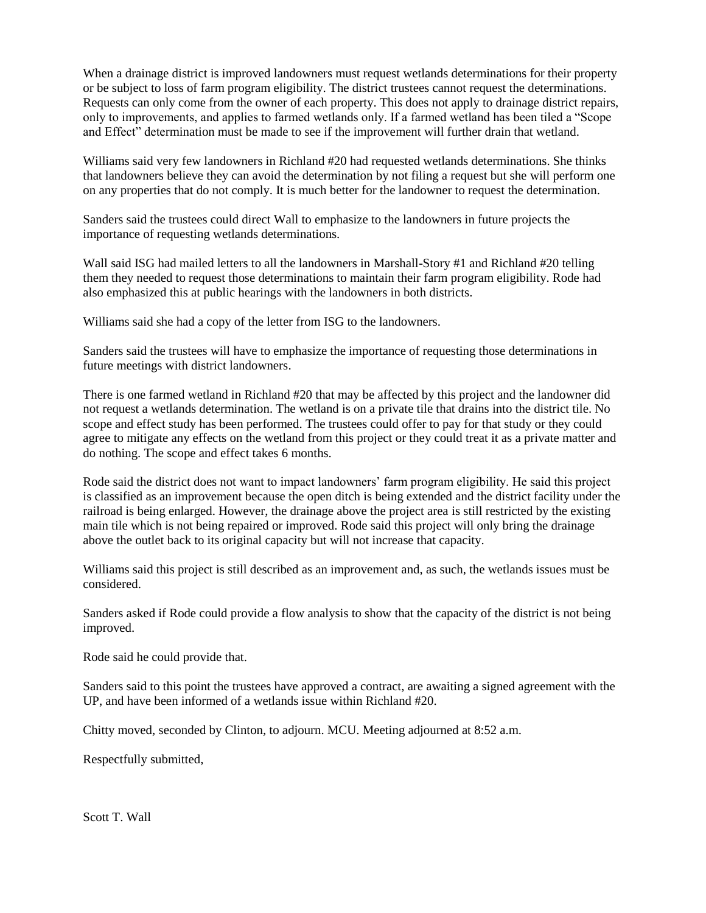When a drainage district is improved landowners must request wetlands determinations for their property or be subject to loss of farm program eligibility. The district trustees cannot request the determinations. Requests can only come from the owner of each property. This does not apply to drainage district repairs, only to improvements, and applies to farmed wetlands only. If a farmed wetland has been tiled a "Scope and Effect" determination must be made to see if the improvement will further drain that wetland.

Williams said very few landowners in Richland #20 had requested wetlands determinations. She thinks that landowners believe they can avoid the determination by not filing a request but she will perform one on any properties that do not comply. It is much better for the landowner to request the determination.

Sanders said the trustees could direct Wall to emphasize to the landowners in future projects the importance of requesting wetlands determinations.

Wall said ISG had mailed letters to all the landowners in Marshall-Story #1 and Richland #20 telling them they needed to request those determinations to maintain their farm program eligibility. Rode had also emphasized this at public hearings with the landowners in both districts.

Williams said she had a copy of the letter from ISG to the landowners.

Sanders said the trustees will have to emphasize the importance of requesting those determinations in future meetings with district landowners.

There is one farmed wetland in Richland #20 that may be affected by this project and the landowner did not request a wetlands determination. The wetland is on a private tile that drains into the district tile. No scope and effect study has been performed. The trustees could offer to pay for that study or they could agree to mitigate any effects on the wetland from this project or they could treat it as a private matter and do nothing. The scope and effect takes 6 months.

Rode said the district does not want to impact landowners' farm program eligibility. He said this project is classified as an improvement because the open ditch is being extended and the district facility under the railroad is being enlarged. However, the drainage above the project area is still restricted by the existing main tile which is not being repaired or improved. Rode said this project will only bring the drainage above the outlet back to its original capacity but will not increase that capacity.

Williams said this project is still described as an improvement and, as such, the wetlands issues must be considered.

Sanders asked if Rode could provide a flow analysis to show that the capacity of the district is not being improved.

Rode said he could provide that.

Sanders said to this point the trustees have approved a contract, are awaiting a signed agreement with the UP, and have been informed of a wetlands issue within Richland #20.

Chitty moved, seconded by Clinton, to adjourn. MCU. Meeting adjourned at 8:52 a.m.

Respectfully submitted,

Scott T. Wall